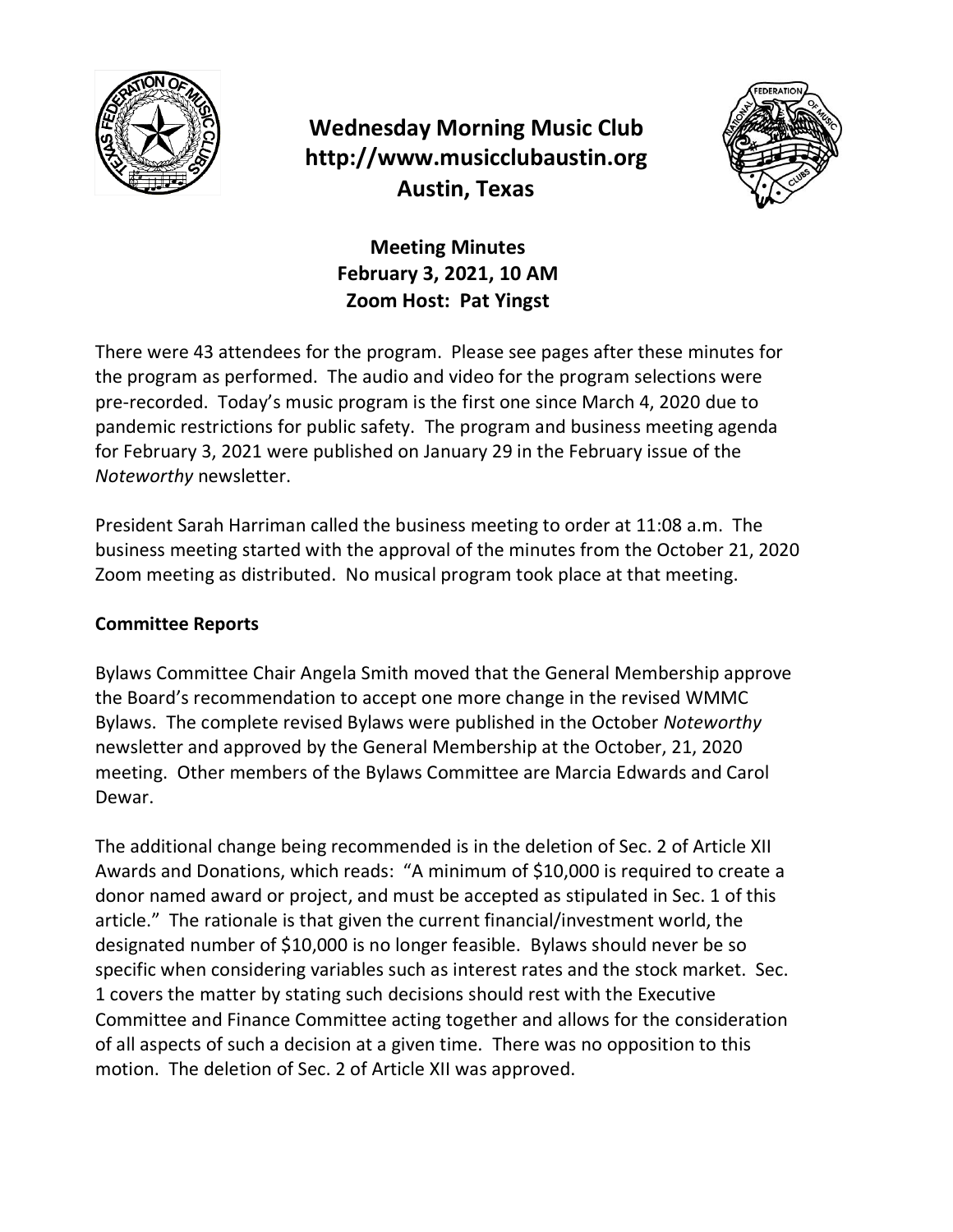# Wednesday Morning Music Club
# http://www.musicclubaustin.org
# Austin, Texas

## Meeting Minutes
## February 3, 2021, 10 AM
## Zoom Host: Pat Yingst

There were 43 attendees for the program. Please see pages after these minutes for the program as performed. The audio and video for the program selections were pre-recorded. Today's music program is the first one since March 4, 2020 due to pandemic restrictions for public safety. The program and business meeting agenda for February 3, 2021 were published on January 29 in the February issue of the *Noteworthy* newsletter.

President Sarah Harriman called the business meeting to order at 11:08 a.m. The business meeting started with the approval of the minutes from the October 21, 2020 Zoom meeting as distributed. No musical program took place at that meeting.

### Committee Reports

Bylaws Committee Chair Angela Smith moved that the General Membership approve the Board's recommendation to accept one more change in the revised WMMC Bylaws. The complete revised Bylaws were published in the October *Noteworthy* newsletter and approved by the General Membership at the October, 21, 2020 meeting. Other members of the Bylaws Committee are Marcia Edwards and Carol Dewar.

The additional change being recommended is in the deletion of Sec. 2 of Article XII Awards and Donations, which reads: "A minimum of $10,000 is required to create a donor named award or project, and must be accepted as stipulated in Sec. 1 of this article." The rationale is that given the current financial/investment world, the designated number of $10,000 is no longer feasible. Bylaws should never be so specific when considering variables such as interest rates and the stock market. Sec. 1 covers the matter by stating such decisions should rest with the Executive Committee and Finance Committee acting together and allows for the consideration of all aspects of such a decision at a given time. There was no opposition to this motion. The deletion of Sec. 2 of Article XII was approved.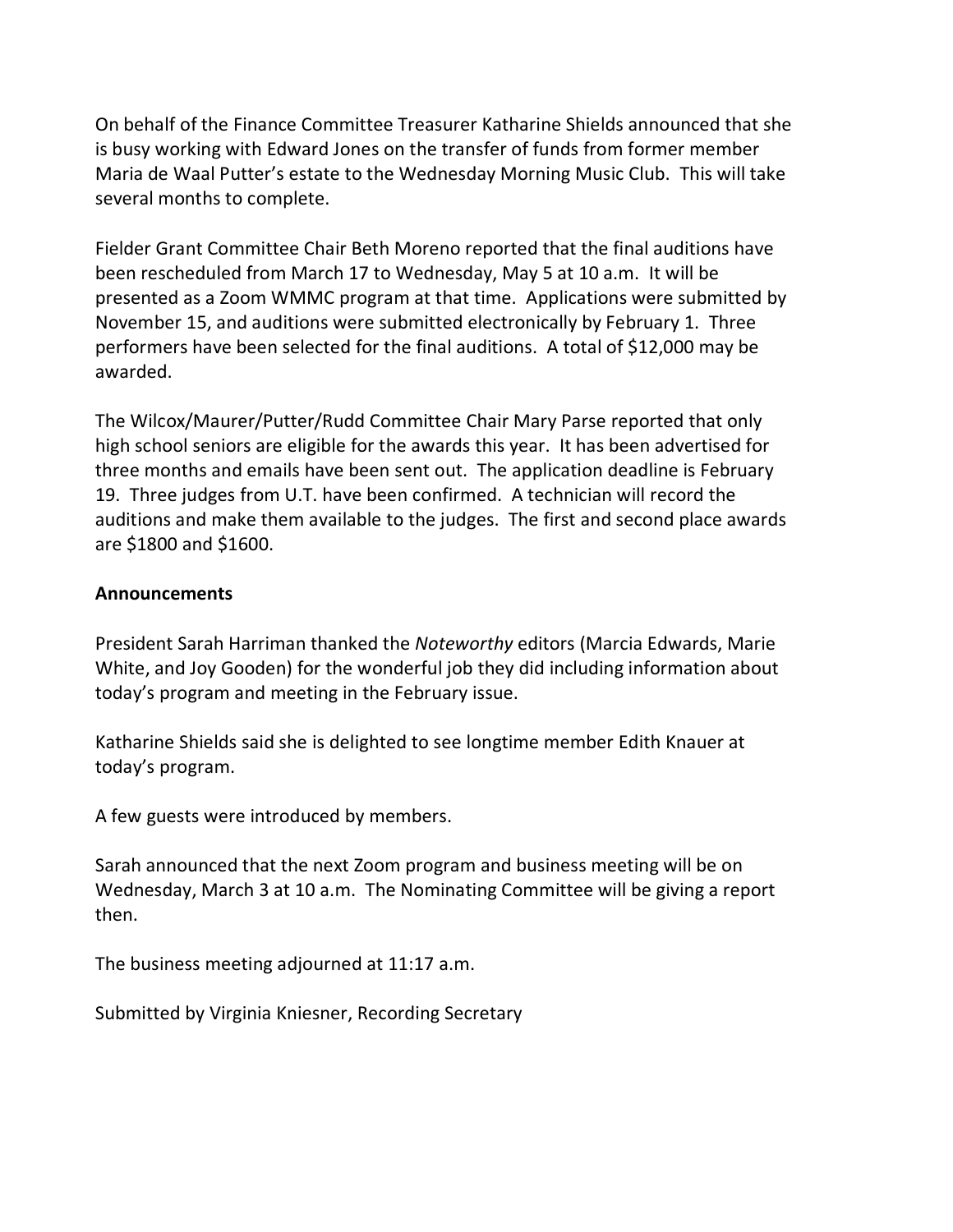On behalf of the Finance Committee Treasurer Katharine Shields announced that she is busy working with Edward Jones on the transfer of funds from former member Maria de Waal Putter's estate to the Wednesday Morning Music Club. This will take several months to complete.

Fielder Grant Committee Chair Beth Moreno reported that the final auditions have been rescheduled from March 17 to Wednesday, May 5 at 10 a.m. It will be presented as a Zoom WMMC program at that time. Applications were submitted by November 15, and auditions were submitted electronically by February 1. Three performers have been selected for the final auditions. A total of $12,000 may be awarded.

The Wilcox/Maurer/Putter/Rudd Committee Chair Mary Parse reported that only high school seniors are eligible for the awards this year. It has been advertised for three months and emails have been sent out. The application deadline is February 19. Three judges from U.T. have been confirmed. A technician will record the auditions and make them available to the judges. The first and second place awards are $1800 and $1600.

**Announcements**

President Sarah Harriman thanked the *Noteworthy* editors (Marcia Edwards, Marie White, and Joy Gooden) for the wonderful job they did including information about today's program and meeting in the February issue.

Katharine Shields said she is delighted to see longtime member Edith Knauer at today's program.

A few guests were introduced by members.

Sarah announced that the next Zoom program and business meeting will be on Wednesday, March 3 at 10 a.m. The Nominating Committee will be giving a report then.

The business meeting adjourned at 11:17 a.m.

Submitted by Virginia Kniesner, Recording Secretary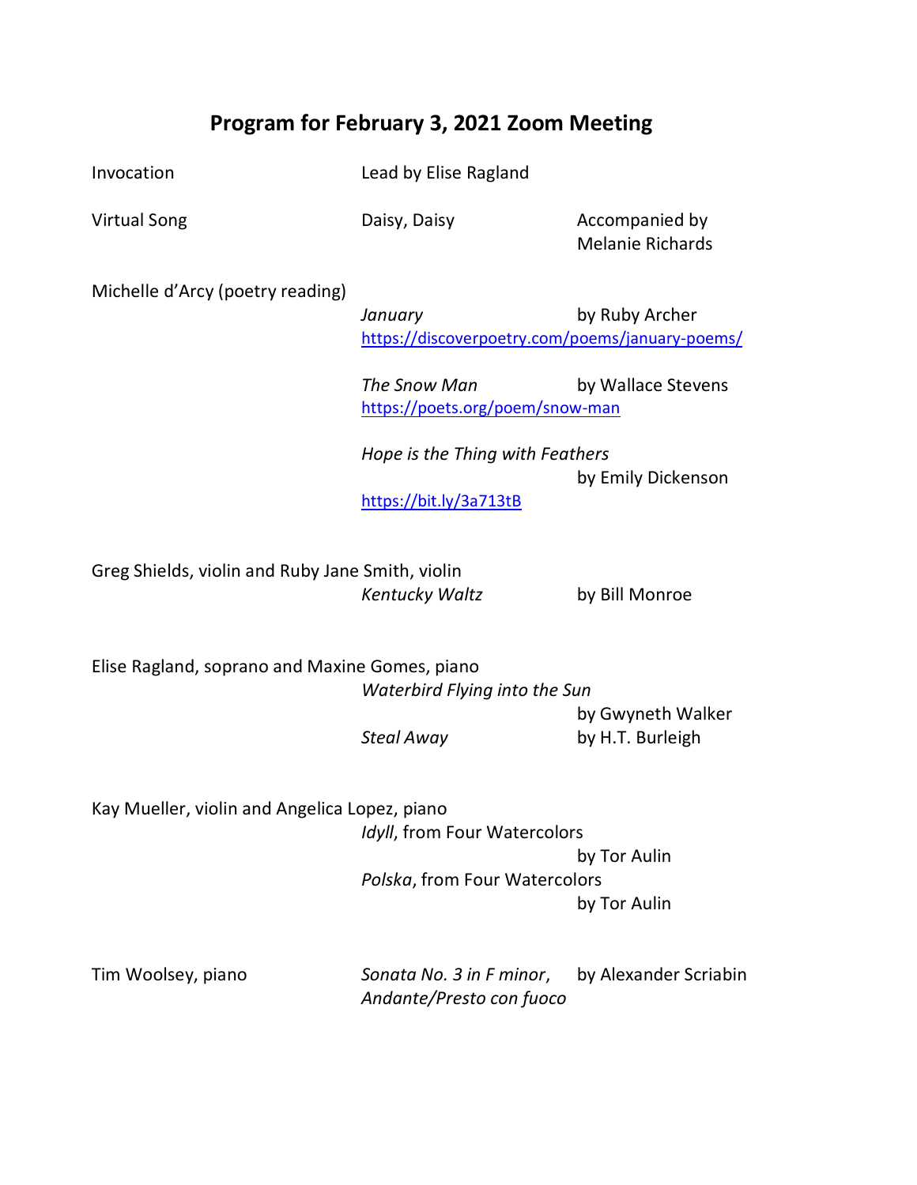# Program for February 3, 2021 Zoom Meeting

Invocation — Lead by Elise Ragland

Virtual Song — Daisy, Daisy — Accompanied by Melanie Richards

Michelle d'Arcy (poetry reading)

*January* by Ruby Archer
https://discoverpoetry.com/poems/january-poems/

*The Snow Man* by Wallace Stevens
https://poets.org/poem/snow-man

*Hope is the Thing with Feathers* by Emily Dickenson
https://bit.ly/3a713tB

Greg Shields, violin and Ruby Jane Smith, violin

*Kentucky Waltz* by Bill Monroe

Elise Ragland, soprano and Maxine Gomes, piano

*Waterbird Flying into the Sun* by Gwyneth Walker

*Steal Away* by H.T. Burleigh

Kay Mueller, violin and Angelica Lopez, piano

*Idyll*, from Four Watercolors by Tor Aulin

*Polska*, from Four Watercolors by Tor Aulin

Tim Woolsey, piano — *Sonata No. 3 in F minor*, *Andante/Presto con fuoco* by Alexander Scriabin